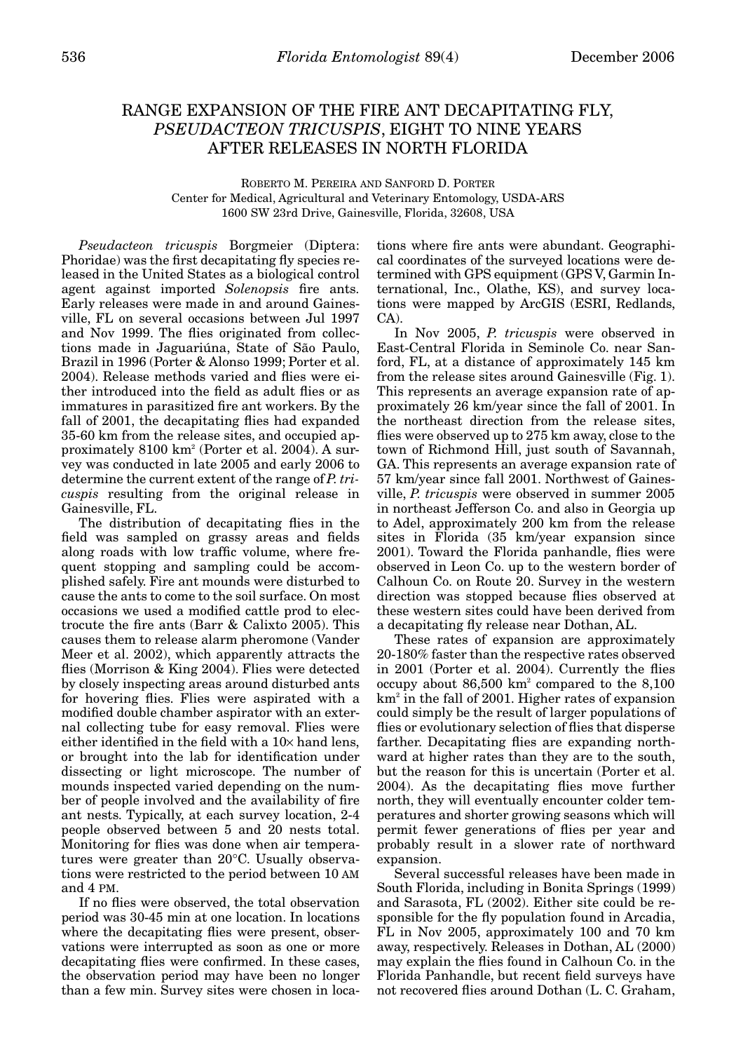# RANGE EXPANSION OF THE FIRE ANT DECAPITATING FLY, *PSEUDACTEON TRICUSPIS*, EIGHT TO NINE YEARS AFTER RELEASES IN NORTH FLORIDA

ROBERTO M. PEREIRA AND SANFORD D. PORTER
Center for Medical, Agricultural and Veterinary Entomology, USDA-ARS
1600 SW 23rd Drive, Gainesville, Florida, 32608, USA

*Pseudacteon tricuspis* Borgmeier (Diptera: Phoridae) was the first decapitating fly species released in the United States as a biological control agent against imported *Solenopsis* fire ants. Early releases were made in and around Gainesville, FL on several occasions between Jul 1997 and Nov 1999. The flies originated from collections made in Jaguariúna, State of São Paulo, Brazil in 1996 (Porter & Alonso 1999; Porter et al. 2004). Release methods varied and flies were either introduced into the field as adult flies or as immatures in parasitized fire ant workers. By the fall of 2001, the decapitating flies had expanded 35-60 km from the release sites, and occupied approximately 8100 km$^2$ (Porter et al. 2004). A survey was conducted in late 2005 and early 2006 to determine the current extent of the range of *P. tricuspis* resulting from the original release in Gainesville, FL.

The distribution of decapitating flies in the field was sampled on grassy areas and fields along roads with low traffic volume, where frequent stopping and sampling could be accomplished safely. Fire ant mounds were disturbed to cause the ants to come to the soil surface. On most occasions we used a modified cattle prod to electrocute the fire ants (Barr & Calixto 2005). This causes them to release alarm pheromone (Vander Meer et al. 2002), which apparently attracts the flies (Morrison & King 2004). Flies were detected by closely inspecting areas around disturbed ants for hovering flies. Flies were aspirated with a modified double chamber aspirator with an external collecting tube for easy removal. Flies were either identified in the field with a 10× hand lens, or brought into the lab for identification under dissecting or light microscope. The number of mounds inspected varied depending on the number of people involved and the availability of fire ant nests. Typically, at each survey location, 2-4 people observed between 5 and 20 nests total. Monitoring for flies was done when air temperatures were greater than 20°C. Usually observations were restricted to the period between 10 AM and 4 PM.

If no flies were observed, the total observation period was 30-45 min at one location. In locations where the decapitating flies were present, observations were interrupted as soon as one or more decapitating flies were confirmed. In these cases, the observation period may have been no longer than a few min. Survey sites were chosen in locations where fire ants were abundant. Geographical coordinates of the surveyed locations were determined with GPS equipment (GPS V, Garmin International, Inc., Olathe, KS), and survey locations were mapped by ArcGIS (ESRI, Redlands, CA).

In Nov 2005, *P. tricuspis* were observed in East-Central Florida in Seminole Co. near Sanford, FL, at a distance of approximately 145 km from the release sites around Gainesville (Fig. 1). This represents an average expansion rate of approximately 26 km/year since the fall of 2001. In the northeast direction from the release sites, flies were observed up to 275 km away, close to the town of Richmond Hill, just south of Savannah, GA. This represents an average expansion rate of 57 km/year since fall 2001. Northwest of Gainesville, *P. tricuspis* were observed in summer 2005 in northeast Jefferson Co. and also in Georgia up to Adel, approximately 200 km from the release sites in Florida (35 km/year expansion since 2001). Toward the Florida panhandle, flies were observed in Leon Co. up to the western border of Calhoun Co. on Route 20. Survey in the western direction was stopped because flies observed at these western sites could have been derived from a decapitating fly release near Dothan, AL.

These rates of expansion are approximately 20-180% faster than the respective rates observed in 2001 (Porter et al. 2004). Currently the flies occupy about 86,500 km$^2$ compared to the 8,100 km$^2$ in the fall of 2001. Higher rates of expansion could simply be the result of larger populations of flies or evolutionary selection of flies that disperse farther. Decapitating flies are expanding northward at higher rates than they are to the south, but the reason for this is uncertain (Porter et al. 2004). As the decapitating flies move further north, they will eventually encounter colder temperatures and shorter growing seasons which will permit fewer generations of flies per year and probably result in a slower rate of northward expansion.

Several successful releases have been made in South Florida, including in Bonita Springs (1999) and Sarasota, FL (2002). Either site could be responsible for the fly population found in Arcadia, FL in Nov 2005, approximately 100 and 70 km away, respectively. Releases in Dothan, AL (2000) may explain the flies found in Calhoun Co. in the Florida Panhandle, but recent field surveys have not recovered flies around Dothan (L. C. Graham,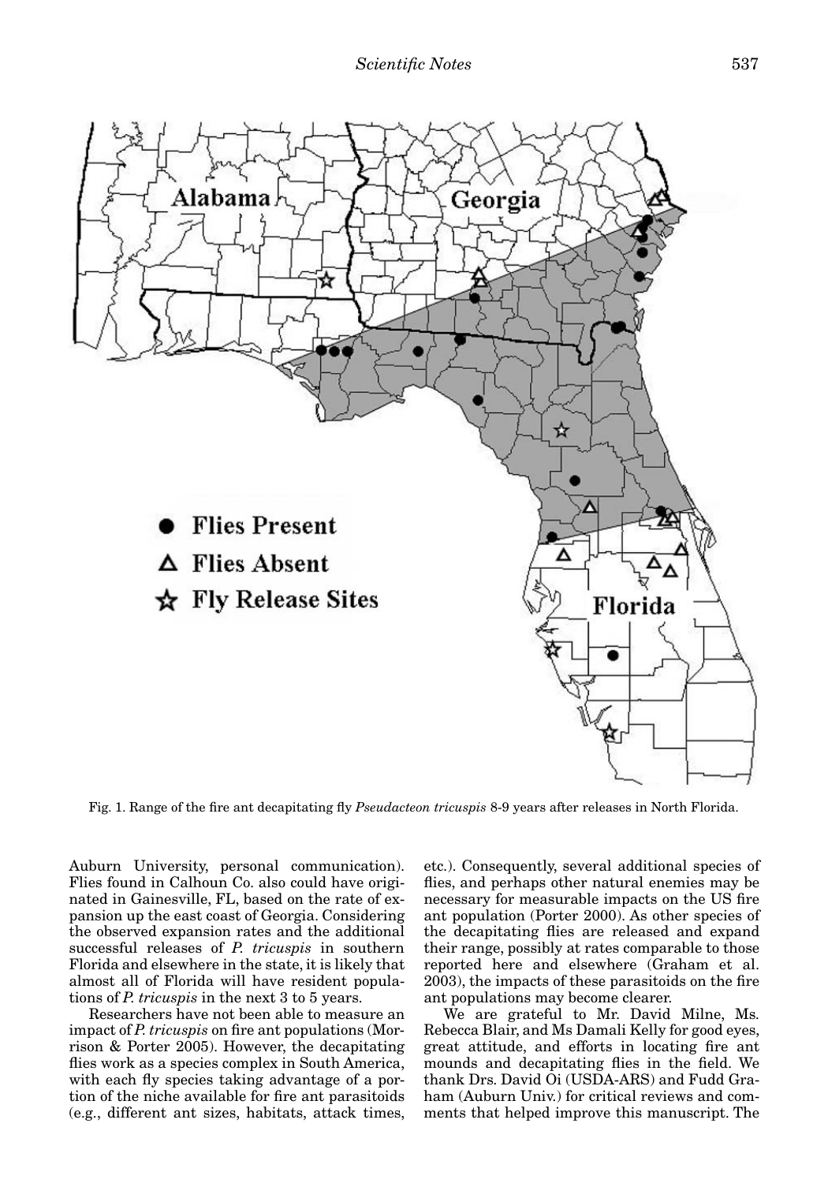Fig. 1. Range of the fire ant decapitating fly *Pseudacteon tricuspis* 8-9 years after releases in North Florida.

Auburn University, personal communication). Flies found in Calhoun Co. also could have originated in Gainesville, FL, based on the rate of expansion up the east coast of Georgia. Considering the observed expansion rates and the additional successful releases of *P. tricuspis* in southern Florida and elsewhere in the state, it is likely that almost all of Florida will have resident populations of *P. tricuspis* in the next 3 to 5 years.

Researchers have not been able to measure an impact of *P. tricuspis* on fire ant populations (Morrison & Porter 2005). However, the decapitating flies work as a species complex in South America, with each fly species taking advantage of a portion of the niche available for fire ant parasitoids (e.g., different ant sizes, habitats, attack times, etc.). Consequently, several additional species of flies, and perhaps other natural enemies may be necessary for measurable impacts on the US fire ant population (Porter 2000). As other species of the decapitating flies are released and expand their range, possibly at rates comparable to those reported here and elsewhere (Graham et al. 2003), the impacts of these parasitoids on the fire ant populations may become clearer.

We are grateful to Mr. David Milne, Ms. Rebecca Blair, and Ms Damali Kelly for good eyes, great attitude, and efforts in locating fire ant mounds and decapitating flies in the field. We thank Drs. David Oi (USDA-ARS) and Fudd Graham (Auburn Univ.) for critical reviews and comments that helped improve this manuscript. The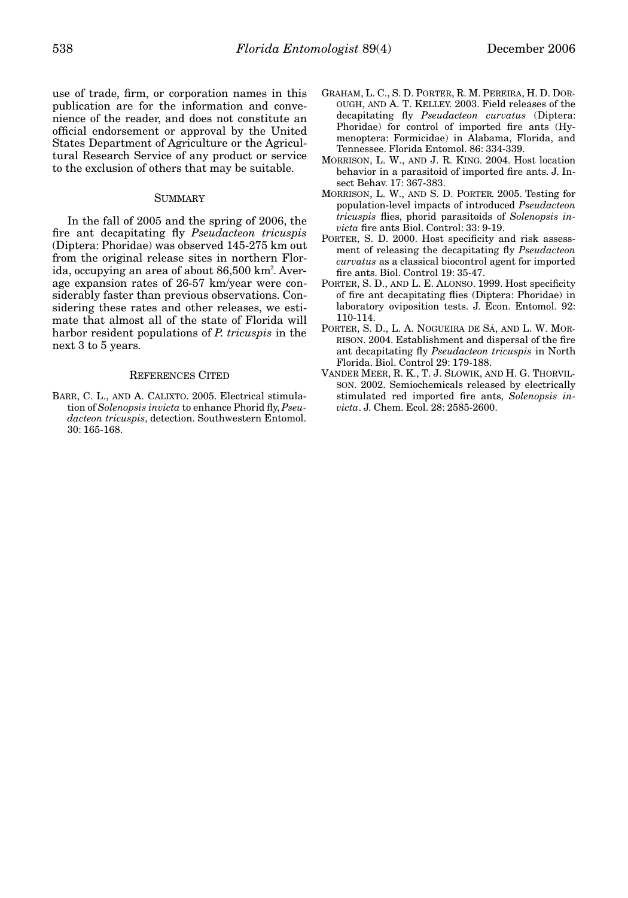use of trade, firm, or corporation names in this publication are for the information and convenience of the reader, and does not constitute an official endorsement or approval by the United States Department of Agriculture or the Agricultural Research Service of any product or service to the exclusion of others that may be suitable.

## SUMMARY

In the fall of 2005 and the spring of 2006, the fire ant decapitating fly *Pseudacteon tricuspis* (Diptera: Phoridae) was observed 145-275 km out from the original release sites in northern Florida, occupying an area of about 86,500 km$^2$. Average expansion rates of 26-57 km/year were considerably faster than previous observations. Considering these rates and other releases, we estimate that almost all of the state of Florida will harbor resident populations of *P. tricuspis* in the next 3 to 5 years.

## REFERENCES CITED

BARR, C. L., AND A. CALIXTO. 2005. Electrical stimulation of *Solenopsis invicta* to enhance Phorid fly, *Pseudacteon tricuspis*, detection. Southwestern Entomol. 30: 165-168.

GRAHAM, L. C., S. D. PORTER, R. M. PEREIRA, H. D. DOROUGH, AND A. T. KELLEY. 2003. Field releases of the decapitating fly *Pseudacteon curvatus* (Diptera: Phoridae) for control of imported fire ants (Hymenoptera: Formicidae) in Alabama, Florida, and Tennessee. Florida Entomol. 86: 334-339.

MORRISON, L. W., AND J. R. KING. 2004. Host location behavior in a parasitoid of imported fire ants. J. Insect Behav. 17: 367-383.

MORRISON, L. W., AND S. D. PORTER. 2005. Testing for population-level impacts of introduced *Pseudacteon tricuspis* flies, phorid parasitoids of *Solenopsis invicta* fire ants Biol. Control: 33: 9-19.

PORTER, S. D. 2000. Host specificity and risk assessment of releasing the decapitating fly *Pseudacteon curvatus* as a classical biocontrol agent for imported fire ants. Biol. Control 19: 35-47.

PORTER, S. D., AND L. E. ALONSO. 1999. Host specificity of fire ant decapitating flies (Diptera: Phoridae) in laboratory oviposition tests. J. Econ. Entomol. 92: 110-114.

PORTER, S. D., L. A. NOGUEIRA DE SÁ, AND L. W. MORRISON. 2004. Establishment and dispersal of the fire ant decapitating fly *Pseudacteon tricuspis* in North Florida. Biol. Control 29: 179-188.

VANDER MEER, R. K., T. J. SLOWIK, AND H. G. THORVILSON. 2002. Semiochemicals released by electrically stimulated red imported fire ants, *Solenopsis invicta*. J. Chem. Ecol. 28: 2585-2600.